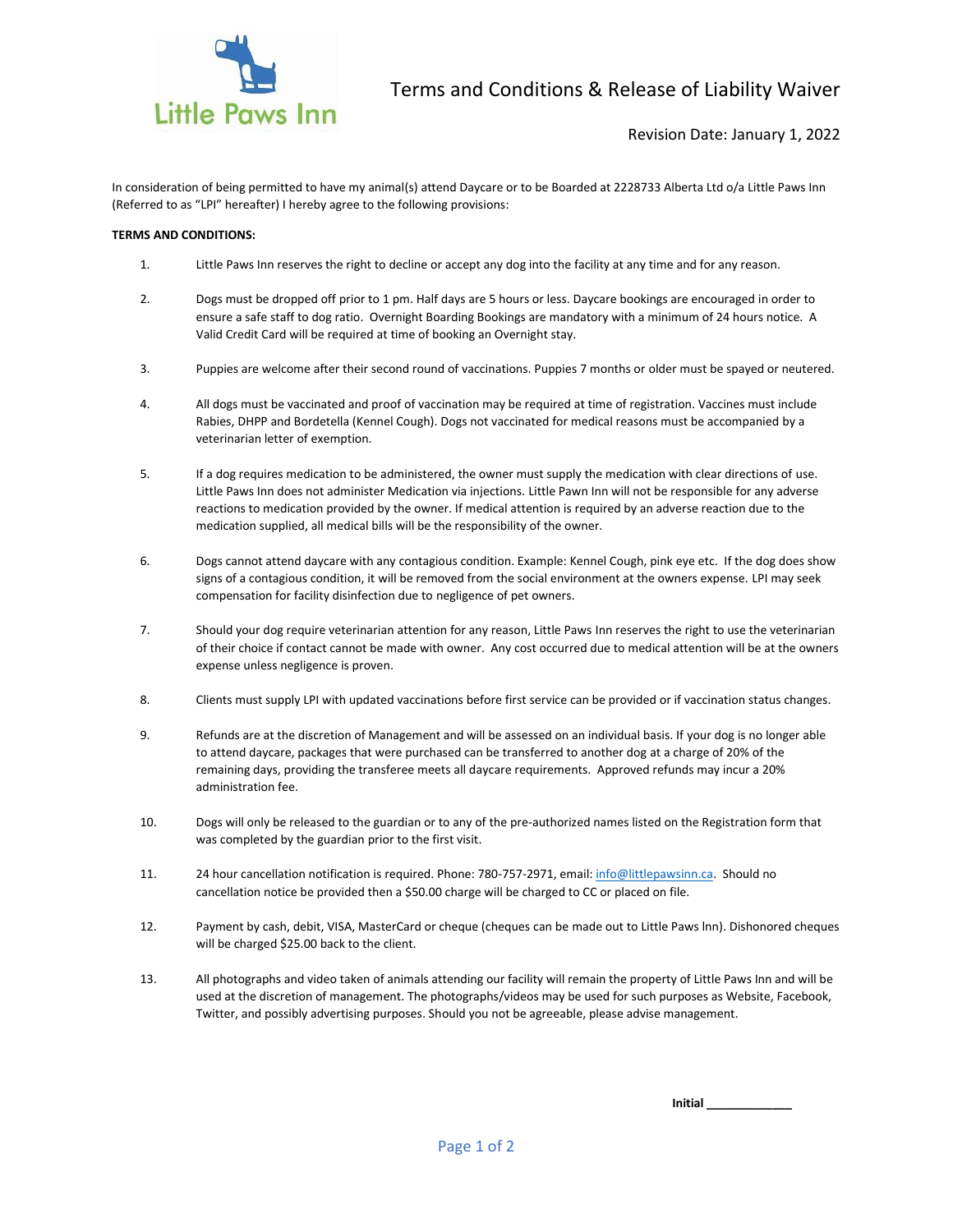Little Paws Inn

# Terms and Conditions & Release of Liability Waiver

Revision Date: January 1, 2022

In consideration of being permitted to have my animal(s) attend Daycare or to be Boarded at 2228733 Alberta Ltd o/a Little Paws Inn (Referred to as "LPI" hereafter) I hereby agree to the following provisions:

**TERMS AND CONDITIONS:**

1. Little Paws Inn reserves the right to decline or accept any dog into the facility at any time and for any reason.

2. Dogs must be dropped off prior to 1 pm. Half days are 5 hours or less. Daycare bookings are encouraged in order to ensure a safe staff to dog ratio. Overnight Boarding Bookings are mandatory with a minimum of 24 hours notice. A Valid Credit Card will be required at time of booking an Overnight stay.

3. Puppies are welcome after their second round of vaccinations. Puppies 7 months or older must be spayed or neutered.

4. All dogs must be vaccinated and proof of vaccination may be required at time of registration. Vaccines must include Rabies, DHPP and Bordetella (Kennel Cough). Dogs not vaccinated for medical reasons must be accompanied by a veterinarian letter of exemption.

5. If a dog requires medication to be administered, the owner must supply the medication with clear directions of use. Little Paws Inn does not administer Medication via injections. Little Pawn Inn will not be responsible for any adverse reactions to medication provided by the owner. If medical attention is required by an adverse reaction due to the medication supplied, all medical bills will be the responsibility of the owner.

6. Dogs cannot attend daycare with any contagious condition. Example: Kennel Cough, pink eye etc. If the dog does show signs of a contagious condition, it will be removed from the social environment at the owners expense. LPI may seek compensation for facility disinfection due to negligence of pet owners.

7. Should your dog require veterinarian attention for any reason, Little Paws Inn reserves the right to use the veterinarian of their choice if contact cannot be made with owner. Any cost occurred due to medical attention will be at the owners expense unless negligence is proven.

8. Clients must supply LPI with updated vaccinations before first service can be provided or if vaccination status changes.

9. Refunds are at the discretion of Management and will be assessed on an individual basis. If your dog is no longer able to attend daycare, packages that were purchased can be transferred to another dog at a charge of 20% of the remaining days, providing the transferee meets all daycare requirements. Approved refunds may incur a 20% administration fee.

10. Dogs will only be released to the guardian or to any of the pre-authorized names listed on the Registration form that was completed by the guardian prior to the first visit.

11. 24 hour cancellation notification is required. Phone: 780-757-2971, email: info@littlepawsinn.ca. Should no cancellation notice be provided then a $50.00 charge will be charged to CC or placed on file.

12. Payment by cash, debit, VISA, MasterCard or cheque (cheques can be made out to Little Paws lnn). Dishonored cheques will be charged $25.00 back to the client.

13. All photographs and video taken of animals attending our facility will remain the property of Little Paws Inn and will be used at the discretion of management. The photographs/videos may be used for such purposes as Website, Facebook, Twitter, and possibly advertising purposes. Should you not be agreeable, please advise management.

**Initial** _____________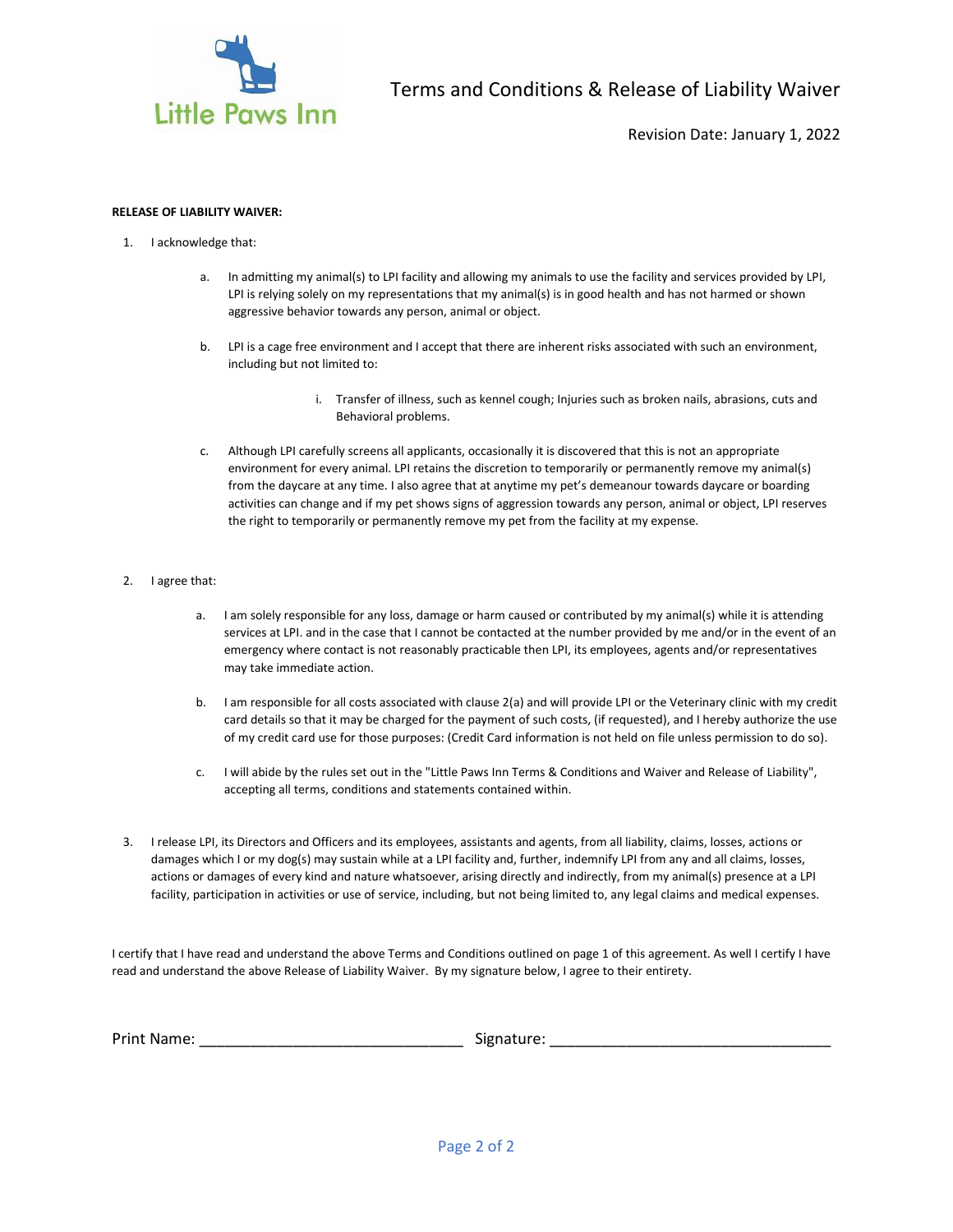Little Paws Inn

# Terms and Conditions & Release of Liability Waiver

Revision Date: January 1, 2022

**RELEASE OF LIABILITY WAIVER:**

1. I acknowledge that:

   a. In admitting my animal(s) to LPI facility and allowing my animals to use the facility and services provided by LPI, LPI is relying solely on my representations that my animal(s) is in good health and has not harmed or shown aggressive behavior towards any person, animal or object.

   b. LPI is a cage free environment and I accept that there are inherent risks associated with such an environment, including but not limited to:

      i. Transfer of illness, such as kennel cough; Injuries such as broken nails, abrasions, cuts and Behavioral problems.

   c. Although LPI carefully screens all applicants, occasionally it is discovered that this is not an appropriate environment for every animal. LPI retains the discretion to temporarily or permanently remove my animal(s) from the daycare at any time. I also agree that at anytime my pet's demeanour towards daycare or boarding activities can change and if my pet shows signs of aggression towards any person, animal or object, LPI reserves the right to temporarily or permanently remove my pet from the facility at my expense.

2. I agree that:

   a. I am solely responsible for any loss, damage or harm caused or contributed by my animal(s) while it is attending services at LPI. and in the case that I cannot be contacted at the number provided by me and/or in the event of an emergency where contact is not reasonably practicable then LPI, its employees, agents and/or representatives may take immediate action.

   b. I am responsible for all costs associated with clause 2(a) and will provide LPI or the Veterinary clinic with my credit card details so that it may be charged for the payment of such costs, (if requested), and I hereby authorize the use of my credit card use for those purposes: (Credit Card information is not held on file unless permission to do so).

   c. I will abide by the rules set out in the "Little Paws Inn Terms & Conditions and Waiver and Release of Liability", accepting all terms, conditions and statements contained within.

3. I release LPI, its Directors and Officers and its employees, assistants and agents, from all liability, claims, losses, actions or damages which I or my dog(s) may sustain while at a LPI facility and, further, indemnify LPI from any and all claims, losses, actions or damages of every kind and nature whatsoever, arising directly and indirectly, from my animal(s) presence at a LPI facility, participation in activities or use of service, including, but not being limited to, any legal claims and medical expenses.

I certify that I have read and understand the above Terms and Conditions outlined on page 1 of this agreement. As well I certify I have read and understand the above Release of Liability Waiver. By my signature below, I agree to their entirety.

Print Name: ______________________________ Signature: ________________________________